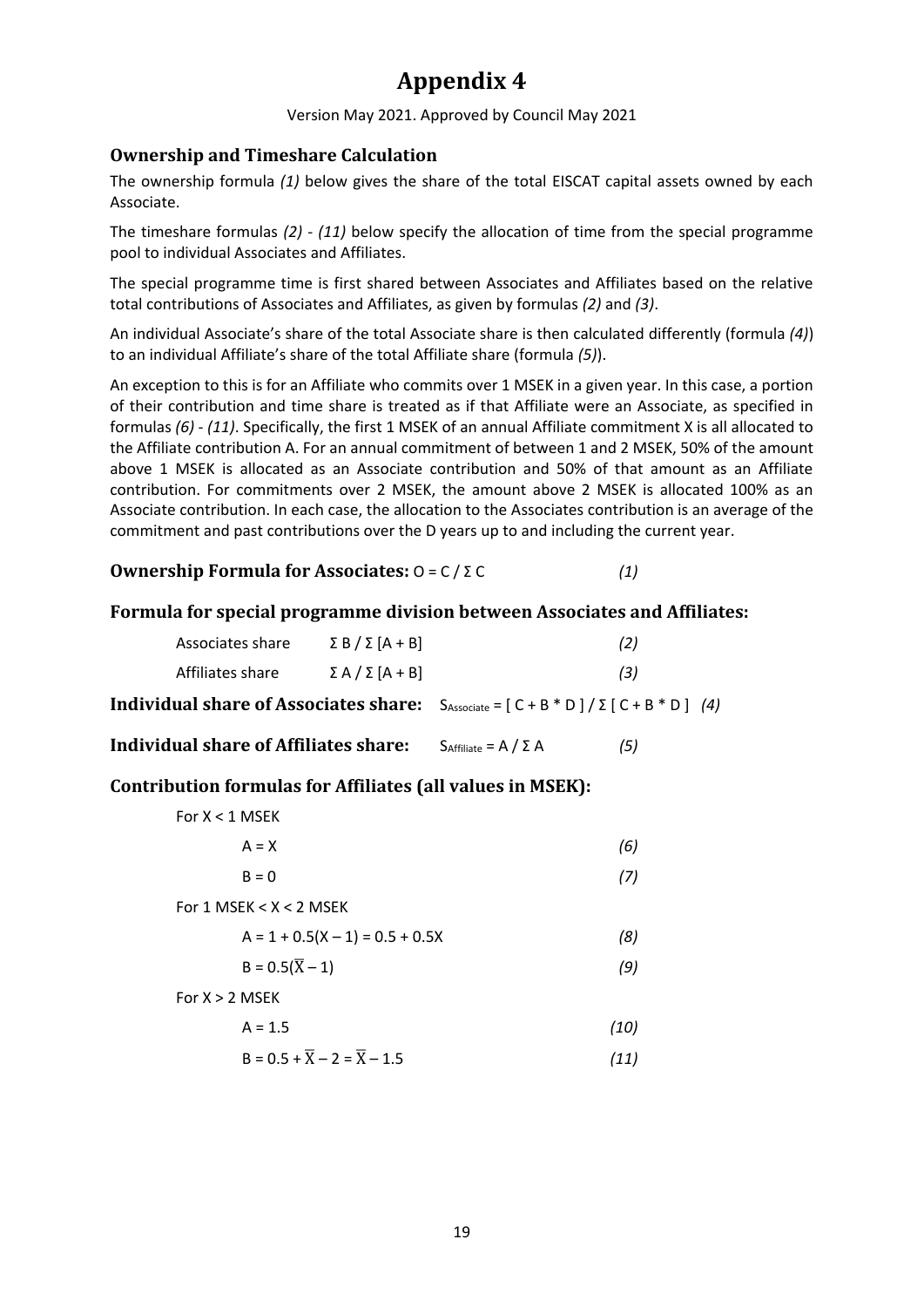# Appendix 4

Version May 2021. Approved by Council May 2021

### Ownership and Timeshare Calculation

The ownership formula *(1)* below gives the share of the total EISCAT capital assets owned by each Associate.

The timeshare formulas *(2)* - *(11)* below specify the allocation of time from the special programme pool to individual Associates and Affiliates.

The special programme time is first shared between Associates and Affiliates based on the relative total contributions of Associates and Affiliates, as given by formulas *(2)* and *(3)*.

An individual Associate's share of the total Associate share is then calculated differently (formula *(4)*) to an individual Affiliate's share of the total Affiliate share (formula *(5)*).

An exception to this is for an Affiliate who commits over 1 MSEK in a given year. In this case, a portion of their contribution and time share is treated as if that Affiliate were an Associate, as specified in formulas *(6)* - *(11)*. Specifically, the first 1 MSEK of an annual Affiliate commitment X is all allocated to the Affiliate contribution A. For an annual commitment of between 1 and 2 MSEK, 50% of the amount above 1 MSEK is allocated as an Associate contribution and 50% of that amount as an Affiliate contribution. For commitments over 2 MSEK, the amount above 2 MSEK is allocated 100% as an Associate contribution. In each case, the allocation to the Associates contribution is an average of the commitment and past contributions over the D years up to and including the current year.

**Ownership Formula for Associates:** $O = C / \Sigma C$ *(1)*

**Formula for special programme division between Associates and Affiliates:**

Associates share $\Sigma B / \Sigma [A + B]$ *(2)*

Affiliates share $\Sigma A / \Sigma [A + B]$ *(3)*

**Individual share of Associates share:** $S_{Associate} = [ C + B * D ] / \Sigma [ C + B * D ]$ *(4)*

**Individual share of Affiliates share:** $S_{Affiliate} = A / \Sigma A$ *(5)*

**Contribution formulas for Affiliates (all values in MSEK):**

For $X < 1$ MSEK

$$A = X \quad (6)$$

$$B = 0 \quad (7)$$

For 1 MSEK $< X <$ 2 MSEK

$$A = 1 + 0.5(X - 1) = 0.5 + 0.5X \quad (8)$$

$$B = 0.5(\overline{X} - 1) \quad (9)$$

For $X > 2$ MSEK

$$A = 1.5 \quad (10)$$

$$B = 0.5 + \overline{X} - 2 = \overline{X} - 1.5 \quad (11)$$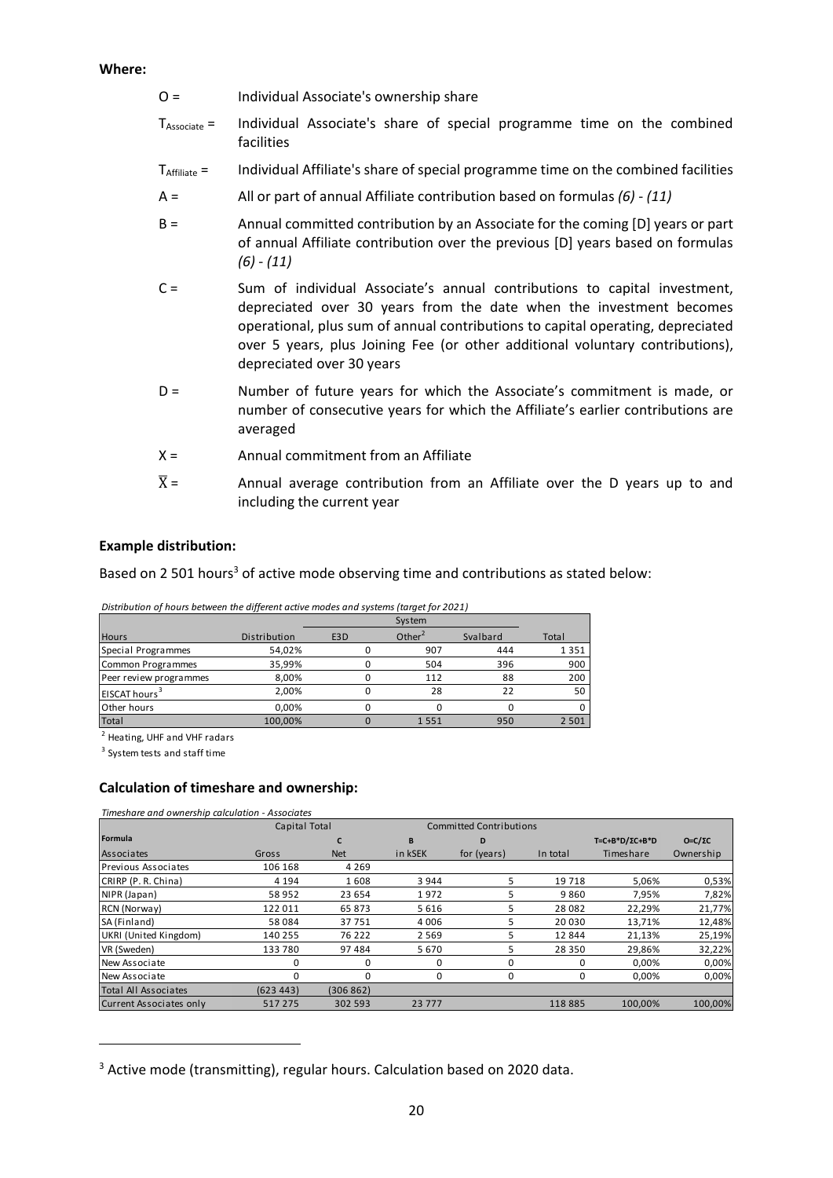**Where:**

- $O$ = Individual Associate's ownership share
- $T_{Associate}$ = Individual Associate's share of special programme time on the combined facilities
- $T_{Affiliate}$ = Individual Affiliate's share of special programme time on the combined facilities
- $A$ = All or part of annual Affiliate contribution based on formulas *(6) - (11)*
- $B$ = Annual committed contribution by an Associate for the coming [D] years or part of annual Affiliate contribution over the previous [D] years based on formulas *(6) - (11)*
- $C$ = Sum of individual Associate's annual contributions to capital investment, depreciated over 30 years from the date when the investment becomes operational, plus sum of annual contributions to capital operating, depreciated over 5 years, plus Joining Fee (or other additional voluntary contributions), depreciated over 30 years
- $D$ = Number of future years for which the Associate's commitment is made, or number of consecutive years for which the Affiliate's earlier contributions are averaged
- $X$ = Annual commitment from an Affiliate
- $\overline{X}$ = Annual average contribution from an Affiliate over the D years up to and including the current year

### Example distribution:

Based on 2 501 hours[3] of active mode observing time and contributions as stated below:

*Distribution of hours between the different active modes and systems (target for 2021)*

| | | System | | | |
|---|---|---|---|---|---|
| Hours | Distribution | E3D | Other[2] | Svalbard | Total |
| Special Programmes | 54,02% | 0 | 907 | 444 | 1 351 |
| Common Programmes | 35,99% | 0 | 504 | 396 | 900 |
| Peer review programmes | 8,00% | 0 | 112 | 88 | 200 |
| EISCAT hours[3] | 2,00% | 0 | 28 | 22 | 50 |
| Other hours | 0,00% | 0 | 0 | 0 | 0 |
| Total | 100,00% | 0 | 1 551 | 950 | 2 501 |

[2] Heating, UHF and VHF radars

[3] System tests and staff time

### Calculation of timeshare and ownership:

*Timeshare and ownership calculation - Associates*

| | Capital Total | | Committed Contributions | | | | |
|---|---|---|---|---|---|---|---|
| **Formula** | | **C** | **B** | **D** | | **T=C+B\*D/ΣC+B\*D** | **O=C/ΣC** |
| Associates | Gross | Net | in kSEK | for (years) | In total | Timeshare | Ownership |
| Previous Associates | 106 168 | 4 269 | | | | | |
| CRIRP (P. R. China) | 4 194 | 1 608 | 3 944 | 5 | 19 718 | 5,06% | 0,53% |
| NIPR (Japan) | 58 952 | 23 654 | 1 972 | 5 | 9 860 | 7,95% | 7,82% |
| RCN (Norway) | 122 011 | 65 873 | 5 616 | 5 | 28 082 | 22,29% | 21,77% |
| SA (Finland) | 58 084 | 37 751 | 4 006 | 5 | 20 030 | 13,71% | 12,48% |
| UKRI (United Kingdom) | 140 255 | 76 222 | 2 569 | 5 | 12 844 | 21,13% | 25,19% |
| VR (Sweden) | 133 780 | 97 484 | 5 670 | 5 | 28 350 | 29,86% | 32,22% |
| New Associate | 0 | 0 | 0 | 0 | 0 | 0,00% | 0,00% |
| New Associate | 0 | 0 | 0 | 0 | 0 | 0,00% | 0,00% |
| Total All Associates | (623 443) | (306 862) | | | | | |
| Current Associates only | 517 275 | 302 593 | 23 777 | | 118 885 | 100,00% | 100,00% |

[3] Active mode (transmitting), regular hours. Calculation based on 2020 data.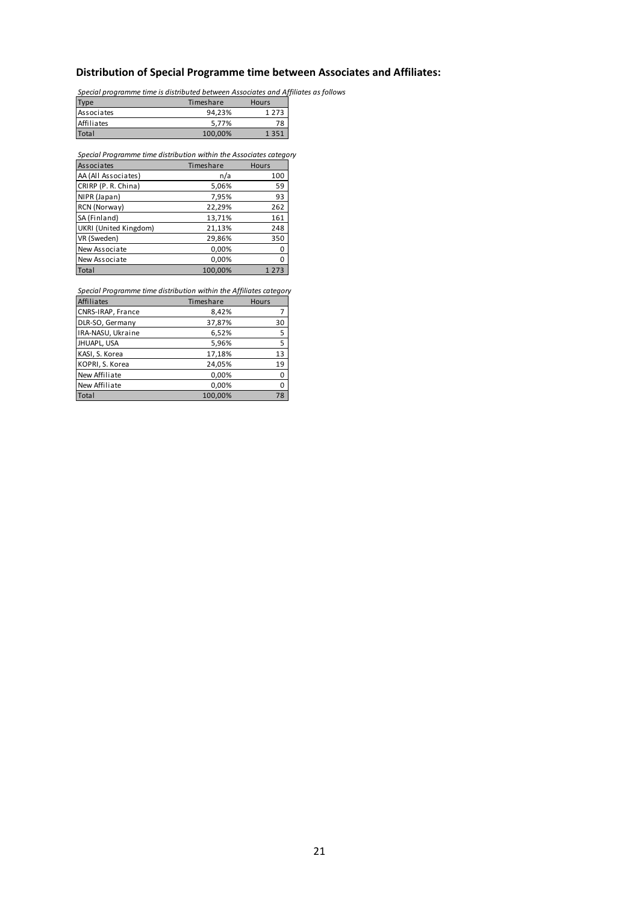## Distribution of Special Programme time between Associates and Affiliates:

*Special programme time is distributed between Associates and Affiliates as follows*

| Type | Timeshare | Hours |
|---|---|---|
| Associates | 94,23% | 1 273 |
| Affiliates | 5,77% | 78 |
| Total | 100,00% | 1 351 |

*Special Programme time distribution within the Associates category*

| Associates | Timeshare | Hours |
|---|---|---|
| AA (All Associates) | n/a | 100 |
| CRIRP (P. R. China) | 5,06% | 59 |
| NIPR (Japan) | 7,95% | 93 |
| RCN (Norway) | 22,29% | 262 |
| SA (Finland) | 13,71% | 161 |
| UKRI (United Kingdom) | 21,13% | 248 |
| VR (Sweden) | 29,86% | 350 |
| New Associate | 0,00% | 0 |
| New Associate | 0,00% | 0 |
| Total | 100,00% | 1 273 |

*Special Programme time distribution within the Affiliates category*

| Affiliates | Timeshare | Hours |
|---|---|---|
| CNRS-IRAP, France | 8,42% | 7 |
| DLR-SO, Germany | 37,87% | 30 |
| IRA-NASU, Ukraine | 6,52% | 5 |
| JHUAPL, USA | 5,96% | 5 |
| KASI, S. Korea | 17,18% | 13 |
| KOPRI, S. Korea | 24,05% | 19 |
| New Affiliate | 0,00% | 0 |
| New Affiliate | 0,00% | 0 |
| Total | 100,00% | 78 |